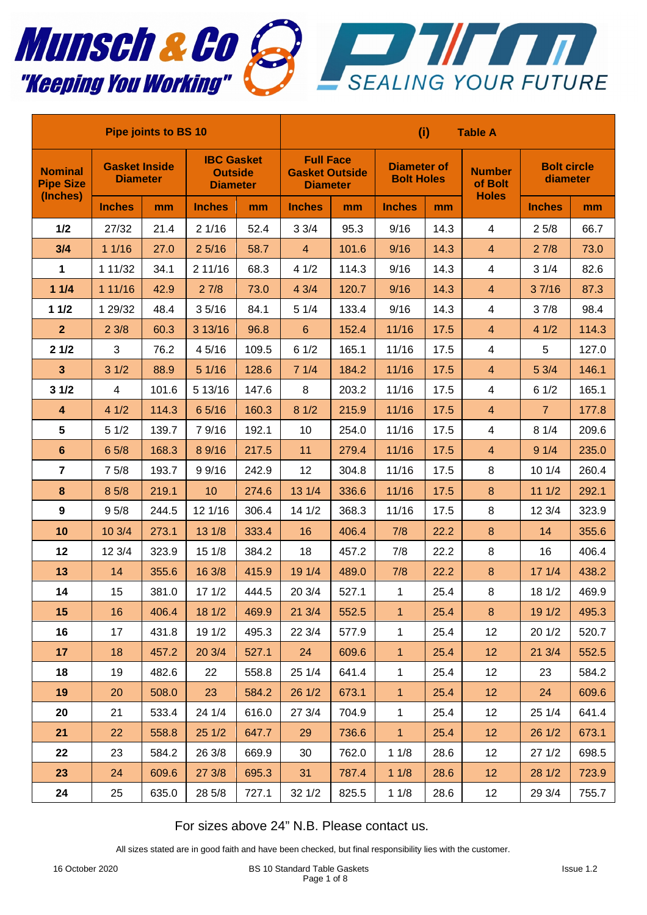Munsch & Co "Keeping You Working"

PTFM SEALING YOUR FUTURE

| Pipe joints to BS 10 | | | | | (i) Table A | | | | | | |
|---|---|---|---|---|---|---|---|---|---|---|---|
| Nominal Pipe Size (Inches) | Gasket Inside Diameter | | IBC Gasket Outside Diameter | | Full Face Gasket Outside Diameter | | Diameter of Bolt Holes | | Number of Bolt Holes | Bolt circle diameter | |
| | Inches | mm | Inches | mm | Inches | mm | Inches | mm | | Inches | mm |
| 1/2 | 27/32 | 21.4 | 2 1/16 | 52.4 | 3 3/4 | 95.3 | 9/16 | 14.3 | 4 | 2 5/8 | 66.7 |
| 3/4 | 1 1/16 | 27.0 | 2 5/16 | 58.7 | 4 | 101.6 | 9/16 | 14.3 | 4 | 2 7/8 | 73.0 |
| 1 | 1 11/32 | 34.1 | 2 11/16 | 68.3 | 4 1/2 | 114.3 | 9/16 | 14.3 | 4 | 3 1/4 | 82.6 |
| 1 1/4 | 1 11/16 | 42.9 | 2 7/8 | 73.0 | 4 3/4 | 120.7 | 9/16 | 14.3 | 4 | 3 7/16 | 87.3 |
| 1 1/2 | 1 29/32 | 48.4 | 3 5/16 | 84.1 | 5 1/4 | 133.4 | 9/16 | 14.3 | 4 | 3 7/8 | 98.4 |
| 2 | 2 3/8 | 60.3 | 3 13/16 | 96.8 | 6 | 152.4 | 11/16 | 17.5 | 4 | 4 1/2 | 114.3 |
| 2 1/2 | 3 | 76.2 | 4 5/16 | 109.5 | 6 1/2 | 165.1 | 11/16 | 17.5 | 4 | 5 | 127.0 |
| 3 | 3 1/2 | 88.9 | 5 1/16 | 128.6 | 7 1/4 | 184.2 | 11/16 | 17.5 | 4 | 5 3/4 | 146.1 |
| 3 1/2 | 4 | 101.6 | 5 13/16 | 147.6 | 8 | 203.2 | 11/16 | 17.5 | 4 | 6 1/2 | 165.1 |
| 4 | 4 1/2 | 114.3 | 6 5/16 | 160.3 | 8 1/2 | 215.9 | 11/16 | 17.5 | 4 | 7 | 177.8 |
| 5 | 5 1/2 | 139.7 | 7 9/16 | 192.1 | 10 | 254.0 | 11/16 | 17.5 | 4 | 8 1/4 | 209.6 |
| 6 | 6 5/8 | 168.3 | 8 9/16 | 217.5 | 11 | 279.4 | 11/16 | 17.5 | 4 | 9 1/4 | 235.0 |
| 7 | 7 5/8 | 193.7 | 9 9/16 | 242.9 | 12 | 304.8 | 11/16 | 17.5 | 8 | 10 1/4 | 260.4 |
| 8 | 8 5/8 | 219.1 | 10 | 274.6 | 13 1/4 | 336.6 | 11/16 | 17.5 | 8 | 11 1/2 | 292.1 |
| 9 | 9 5/8 | 244.5 | 12 1/16 | 306.4 | 14 1/2 | 368.3 | 11/16 | 17.5 | 8 | 12 3/4 | 323.9 |
| 10 | 10 3/4 | 273.1 | 13 1/8 | 333.4 | 16 | 406.4 | 7/8 | 22.2 | 8 | 14 | 355.6 |
| 12 | 12 3/4 | 323.9 | 15 1/8 | 384.2 | 18 | 457.2 | 7/8 | 22.2 | 8 | 16 | 406.4 |
| 13 | 14 | 355.6 | 16 3/8 | 415.9 | 19 1/4 | 489.0 | 7/8 | 22.2 | 8 | 17 1/4 | 438.2 |
| 14 | 15 | 381.0 | 17 1/2 | 444.5 | 20 3/4 | 527.1 | 1 | 25.4 | 8 | 18 1/2 | 469.9 |
| 15 | 16 | 406.4 | 18 1/2 | 469.9 | 21 3/4 | 552.5 | 1 | 25.4 | 8 | 19 1/2 | 495.3 |
| 16 | 17 | 431.8 | 19 1/2 | 495.3 | 22 3/4 | 577.9 | 1 | 25.4 | 12 | 20 1/2 | 520.7 |
| 17 | 18 | 457.2 | 20 3/4 | 527.1 | 24 | 609.6 | 1 | 25.4 | 12 | 21 3/4 | 552.5 |
| 18 | 19 | 482.6 | 22 | 558.8 | 25 1/4 | 641.4 | 1 | 25.4 | 12 | 23 | 584.2 |
| 19 | 20 | 508.0 | 23 | 584.2 | 26 1/2 | 673.1 | 1 | 25.4 | 12 | 24 | 609.6 |
| 20 | 21 | 533.4 | 24 1/4 | 616.0 | 27 3/4 | 704.9 | 1 | 25.4 | 12 | 25 1/4 | 641.4 |
| 21 | 22 | 558.8 | 25 1/2 | 647.7 | 29 | 736.6 | 1 | 25.4 | 12 | 26 1/2 | 673.1 |
| 22 | 23 | 584.2 | 26 3/8 | 669.9 | 30 | 762.0 | 1 1/8 | 28.6 | 12 | 27 1/2 | 698.5 |
| 23 | 24 | 609.6 | 27 3/8 | 695.3 | 31 | 787.4 | 1 1/8 | 28.6 | 12 | 28 1/2 | 723.9 |
| 24 | 25 | 635.0 | 28 5/8 | 727.1 | 32 1/2 | 825.5 | 1 1/8 | 28.6 | 12 | 29 3/4 | 755.7 |

For sizes above 24" N.B. Please contact us.

All sizes stated are in good faith and have been checked, but final responsibility lies with the customer.

16 October 2020 BS 10 Standard Table Gaskets Issue 1.2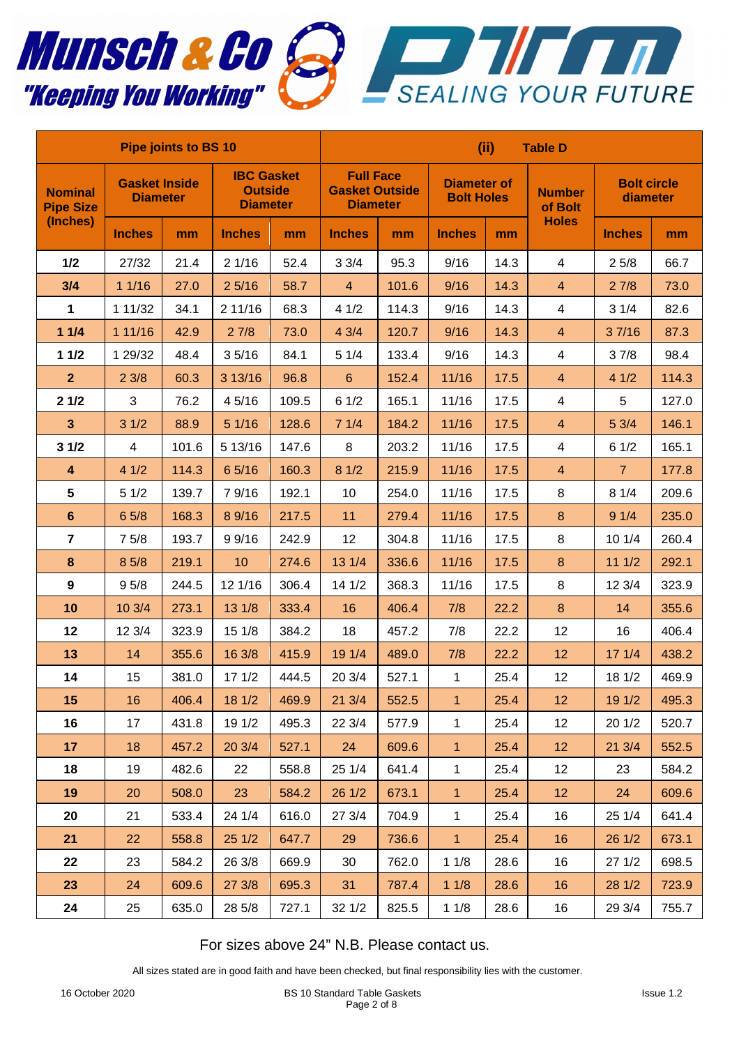| Pipe joints to BS 10 | | | | | (ii) Table D | | | | | | |
|---|---|---|---|---|---|---|---|---|---|---|---|
| Nominal Pipe Size (Inches) | Gasket Inside Diameter | | IBC Gasket Outside Diameter | | Full Face Gasket Outside Diameter | | Diameter of Bolt Holes | | Number of Bolt Holes | Bolt circle diameter | |
| | Inches | mm | Inches | mm | Inches | mm | Inches | mm | | Inches | mm |
| **1/2** | 27/32 | 21.4 | 2 1/16 | 52.4 | 3 3/4 | 95.3 | 9/16 | 14.3 | 4 | 2 5/8 | 66.7 |
| **3/4** | 1 1/16 | 27.0 | 2 5/16 | 58.7 | 4 | 101.6 | 9/16 | 14.3 | 4 | 2 7/8 | 73.0 |
| **1** | 1 11/32 | 34.1 | 2 11/16 | 68.3 | 4 1/2 | 114.3 | 9/16 | 14.3 | 4 | 3 1/4 | 82.6 |
| **1 1/4** | 1 11/16 | 42.9 | 2 7/8 | 73.0 | 4 3/4 | 120.7 | 9/16 | 14.3 | 4 | 3 7/16 | 87.3 |
| **1 1/2** | 1 29/32 | 48.4 | 3 5/16 | 84.1 | 5 1/4 | 133.4 | 9/16 | 14.3 | 4 | 3 7/8 | 98.4 |
| **2** | 2 3/8 | 60.3 | 3 13/16 | 96.8 | 6 | 152.4 | 11/16 | 17.5 | 4 | 4 1/2 | 114.3 |
| **2 1/2** | 3 | 76.2 | 4 5/16 | 109.5 | 6 1/2 | 165.1 | 11/16 | 17.5 | 4 | 5 | 127.0 |
| **3** | 3 1/2 | 88.9 | 5 1/16 | 128.6 | 7 1/4 | 184.2 | 11/16 | 17.5 | 4 | 5 3/4 | 146.1 |
| **3 1/2** | 4 | 101.6 | 5 13/16 | 147.6 | 8 | 203.2 | 11/16 | 17.5 | 4 | 6 1/2 | 165.1 |
| **4** | 4 1/2 | 114.3 | 6 5/16 | 160.3 | 8 1/2 | 215.9 | 11/16 | 17.5 | 4 | 7 | 177.8 |
| **5** | 5 1/2 | 139.7 | 7 9/16 | 192.1 | 10 | 254.0 | 11/16 | 17.5 | 8 | 8 1/4 | 209.6 |
| **6** | 6 5/8 | 168.3 | 8 9/16 | 217.5 | 11 | 279.4 | 11/16 | 17.5 | 8 | 9 1/4 | 235.0 |
| **7** | 7 5/8 | 193.7 | 9 9/16 | 242.9 | 12 | 304.8 | 11/16 | 17.5 | 8 | 10 1/4 | 260.4 |
| **8** | 8 5/8 | 219.1 | 10 | 274.6 | 13 1/4 | 336.6 | 11/16 | 17.5 | 8 | 11 1/2 | 292.1 |
| **9** | 9 5/8 | 244.5 | 12 1/16 | 306.4 | 14 1/2 | 368.3 | 11/16 | 17.5 | 8 | 12 3/4 | 323.9 |
| **10** | 10 3/4 | 273.1 | 13 1/8 | 333.4 | 16 | 406.4 | 7/8 | 22.2 | 8 | 14 | 355.6 |
| **12** | 12 3/4 | 323.9 | 15 1/8 | 384.2 | 18 | 457.2 | 7/8 | 22.2 | 12 | 16 | 406.4 |
| **13** | 14 | 355.6 | 16 3/8 | 415.9 | 19 1/4 | 489.0 | 7/8 | 22.2 | 12 | 17 1/4 | 438.2 |
| **14** | 15 | 381.0 | 17 1/2 | 444.5 | 20 3/4 | 527.1 | 1 | 25.4 | 12 | 18 1/2 | 469.9 |
| **15** | 16 | 406.4 | 18 1/2 | 469.9 | 21 3/4 | 552.5 | 1 | 25.4 | 12 | 19 1/2 | 495.3 |
| **16** | 17 | 431.8 | 19 1/2 | 495.3 | 22 3/4 | 577.9 | 1 | 25.4 | 12 | 20 1/2 | 520.7 |
| **17** | 18 | 457.2 | 20 3/4 | 527.1 | 24 | 609.6 | 1 | 25.4 | 12 | 21 3/4 | 552.5 |
| **18** | 19 | 482.6 | 22 | 558.8 | 25 1/4 | 641.4 | 1 | 25.4 | 12 | 23 | 584.2 |
| **19** | 20 | 508.0 | 23 | 584.2 | 26 1/2 | 673.1 | 1 | 25.4 | 12 | 24 | 609.6 |
| **20** | 21 | 533.4 | 24 1/4 | 616.0 | 27 3/4 | 704.9 | 1 | 25.4 | 16 | 25 1/4 | 641.4 |
| **21** | 22 | 558.8 | 25 1/2 | 647.7 | 29 | 736.6 | 1 | 25.4 | 16 | 26 1/2 | 673.1 |
| **22** | 23 | 584.2 | 26 3/8 | 669.9 | 30 | 762.0 | 1 1/8 | 28.6 | 16 | 27 1/2 | 698.5 |
| **23** | 24 | 609.6 | 27 3/8 | 695.3 | 31 | 787.4 | 1 1/8 | 28.6 | 16 | 28 1/2 | 723.9 |
| **24** | 25 | 635.0 | 28 5/8 | 727.1 | 32 1/2 | 825.5 | 1 1/8 | 28.6 | 16 | 29 3/4 | 755.7 |

For sizes above 24" N.B. Please contact us.

All sizes stated are in good faith and have been checked, but final responsibility lies with the customer.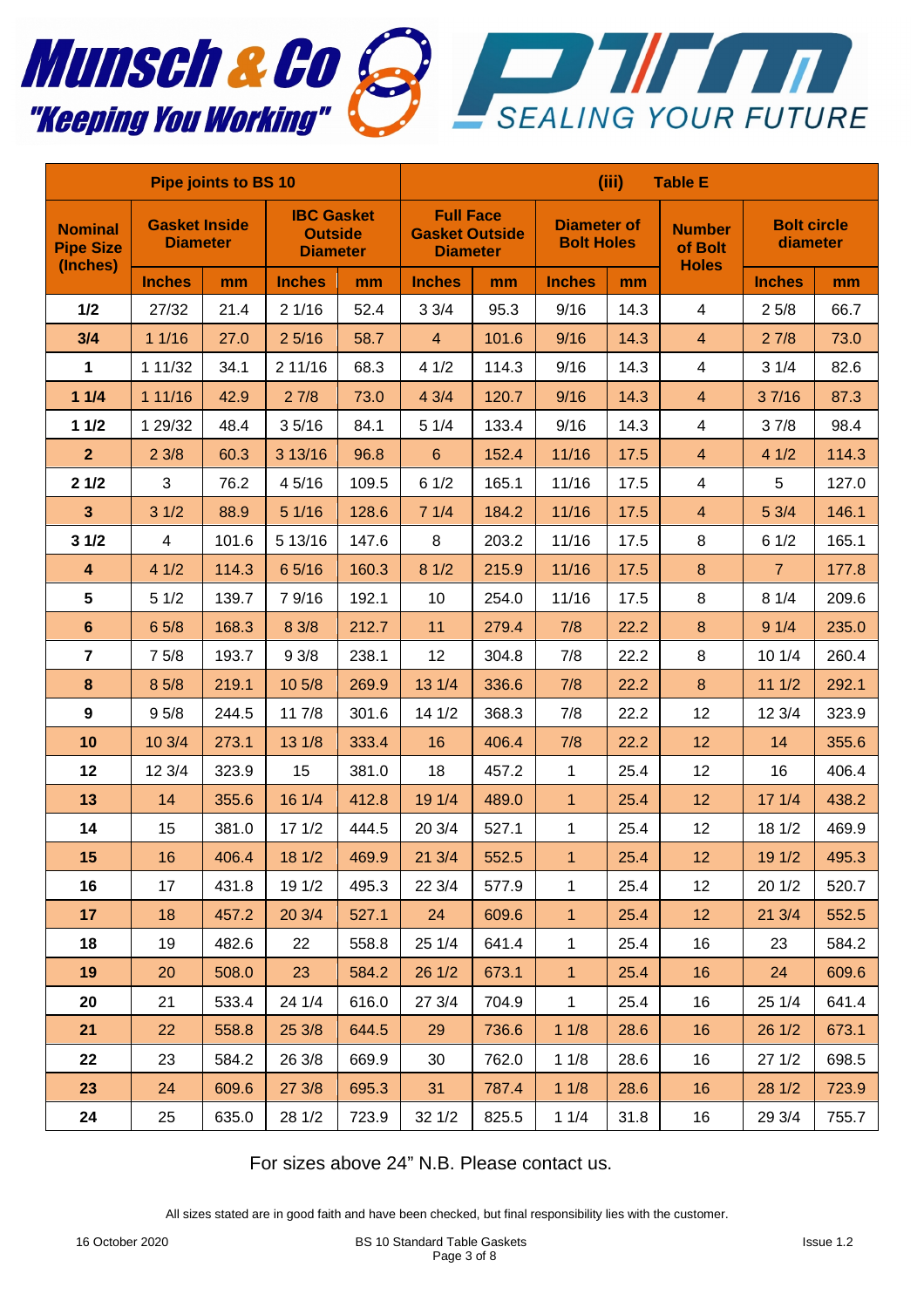| Pipe joints to BS 10 | | | | | (iii) Table E | | | | | | |
|---|---|---|---|---|---|---|---|---|---|---|---|
| Nominal Pipe Size (Inches) | Gasket Inside Diameter | | IBC Gasket Outside Diameter | | Full Face Gasket Outside Diameter | | Diameter of Bolt Holes | | Number of Bolt Holes | Bolt circle diameter | |
| | Inches | mm | Inches | mm | Inches | mm | Inches | mm | | Inches | mm |
| 1/2 | 27/32 | 21.4 | 2 1/16 | 52.4 | 3 3/4 | 95.3 | 9/16 | 14.3 | 4 | 2 5/8 | 66.7 |
| 3/4 | 1 1/16 | 27.0 | 2 5/16 | 58.7 | 4 | 101.6 | 9/16 | 14.3 | 4 | 2 7/8 | 73.0 |
| 1 | 1 11/32 | 34.1 | 2 11/16 | 68.3 | 4 1/2 | 114.3 | 9/16 | 14.3 | 4 | 3 1/4 | 82.6 |
| 1 1/4 | 1 11/16 | 42.9 | 2 7/8 | 73.0 | 4 3/4 | 120.7 | 9/16 | 14.3 | 4 | 3 7/16 | 87.3 |
| 1 1/2 | 1 29/32 | 48.4 | 3 5/16 | 84.1 | 5 1/4 | 133.4 | 9/16 | 14.3 | 4 | 3 7/8 | 98.4 |
| 2 | 2 3/8 | 60.3 | 3 13/16 | 96.8 | 6 | 152.4 | 11/16 | 17.5 | 4 | 4 1/2 | 114.3 |
| 2 1/2 | 3 | 76.2 | 4 5/16 | 109.5 | 6 1/2 | 165.1 | 11/16 | 17.5 | 4 | 5 | 127.0 |
| 3 | 3 1/2 | 88.9 | 5 1/16 | 128.6 | 7 1/4 | 184.2 | 11/16 | 17.5 | 4 | 5 3/4 | 146.1 |
| 3 1/2 | 4 | 101.6 | 5 13/16 | 147.6 | 8 | 203.2 | 11/16 | 17.5 | 8 | 6 1/2 | 165.1 |
| 4 | 4 1/2 | 114.3 | 6 5/16 | 160.3 | 8 1/2 | 215.9 | 11/16 | 17.5 | 8 | 7 | 177.8 |
| 5 | 5 1/2 | 139.7 | 7 9/16 | 192.1 | 10 | 254.0 | 11/16 | 17.5 | 8 | 8 1/4 | 209.6 |
| 6 | 6 5/8 | 168.3 | 8 3/8 | 212.7 | 11 | 279.4 | 7/8 | 22.2 | 8 | 9 1/4 | 235.0 |
| 7 | 7 5/8 | 193.7 | 9 3/8 | 238.1 | 12 | 304.8 | 7/8 | 22.2 | 8 | 10 1/4 | 260.4 |
| 8 | 8 5/8 | 219.1 | 10 5/8 | 269.9 | 13 1/4 | 336.6 | 7/8 | 22.2 | 8 | 11 1/2 | 292.1 |
| 9 | 9 5/8 | 244.5 | 11 7/8 | 301.6 | 14 1/2 | 368.3 | 7/8 | 22.2 | 12 | 12 3/4 | 323.9 |
| 10 | 10 3/4 | 273.1 | 13 1/8 | 333.4 | 16 | 406.4 | 7/8 | 22.2 | 12 | 14 | 355.6 |
| 12 | 12 3/4 | 323.9 | 15 | 381.0 | 18 | 457.2 | 1 | 25.4 | 12 | 16 | 406.4 |
| 13 | 14 | 355.6 | 16 1/4 | 412.8 | 19 1/4 | 489.0 | 1 | 25.4 | 12 | 17 1/4 | 438.2 |
| 14 | 15 | 381.0 | 17 1/2 | 444.5 | 20 3/4 | 527.1 | 1 | 25.4 | 12 | 18 1/2 | 469.9 |
| 15 | 16 | 406.4 | 18 1/2 | 469.9 | 21 3/4 | 552.5 | 1 | 25.4 | 12 | 19 1/2 | 495.3 |
| 16 | 17 | 431.8 | 19 1/2 | 495.3 | 22 3/4 | 577.9 | 1 | 25.4 | 12 | 20 1/2 | 520.7 |
| 17 | 18 | 457.2 | 20 3/4 | 527.1 | 24 | 609.6 | 1 | 25.4 | 12 | 21 3/4 | 552.5 |
| 18 | 19 | 482.6 | 22 | 558.8 | 25 1/4 | 641.4 | 1 | 25.4 | 16 | 23 | 584.2 |
| 19 | 20 | 508.0 | 23 | 584.2 | 26 1/2 | 673.1 | 1 | 25.4 | 16 | 24 | 609.6 |
| 20 | 21 | 533.4 | 24 1/4 | 616.0 | 27 3/4 | 704.9 | 1 | 25.4 | 16 | 25 1/4 | 641.4 |
| 21 | 22 | 558.8 | 25 3/8 | 644.5 | 29 | 736.6 | 1 1/8 | 28.6 | 16 | 26 1/2 | 673.1 |
| 22 | 23 | 584.2 | 26 3/8 | 669.9 | 30 | 762.0 | 1 1/8 | 28.6 | 16 | 27 1/2 | 698.5 |
| 23 | 24 | 609.6 | 27 3/8 | 695.3 | 31 | 787.4 | 1 1/8 | 28.6 | 16 | 28 1/2 | 723.9 |
| 24 | 25 | 635.0 | 28 1/2 | 723.9 | 32 1/2 | 825.5 | 1 1/4 | 31.8 | 16 | 29 3/4 | 755.7 |

For sizes above 24" N.B. Please contact us.

All sizes stated are in good faith and have been checked, but final responsibility lies with the customer.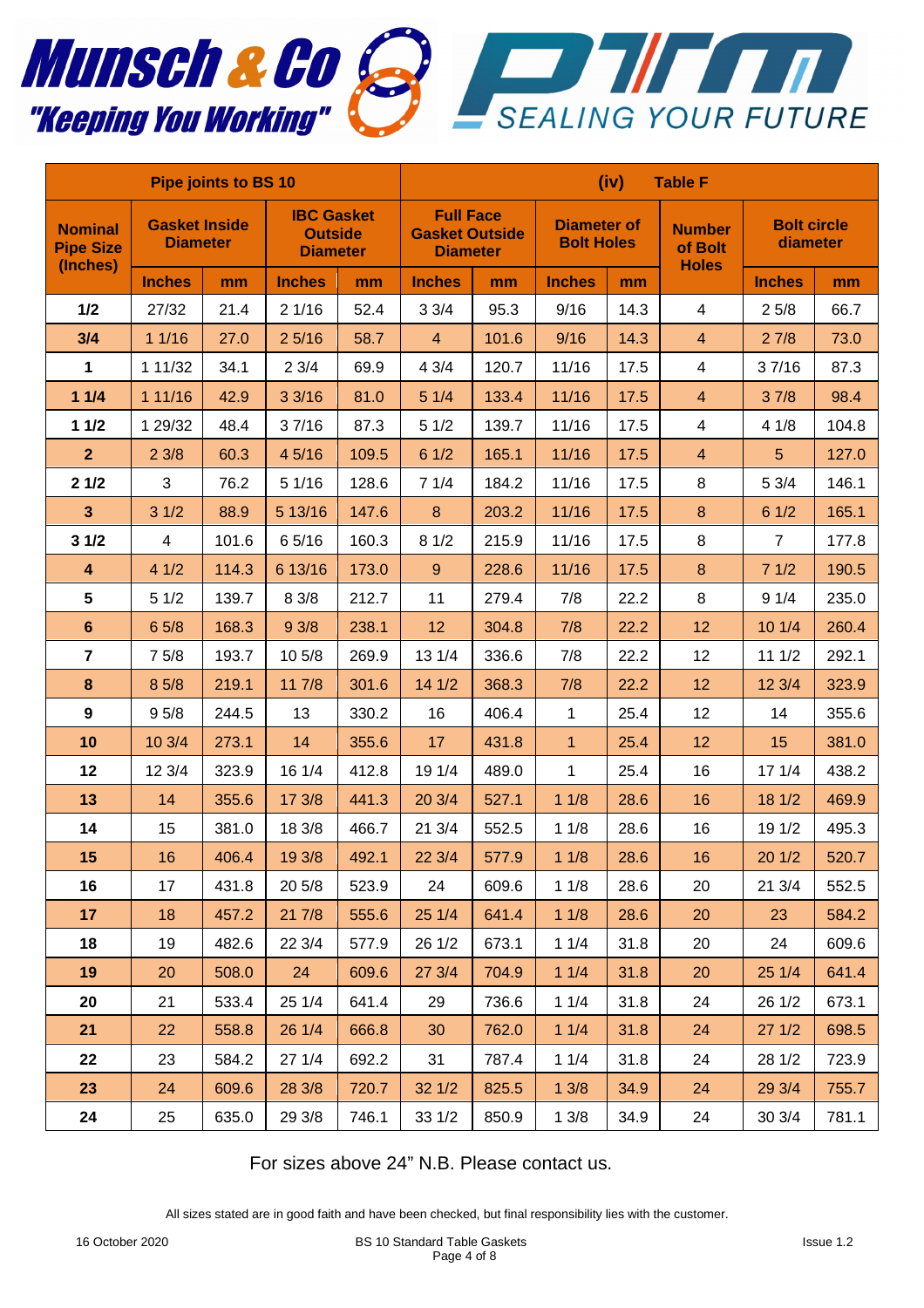| Pipe joints to BS 10 | | | | | (iv) Table F | | | | | | |
|---|---|---|---|---|---|---|---|---|---|---|---|
| **Nominal Pipe Size (Inches)** | **Gasket Inside Diameter** | | **IBC Gasket Outside Diameter** | | **Full Face Gasket Outside Diameter** | | **Diameter of Bolt Holes** | | **Number of Bolt Holes** | **Bolt circle diameter** | |
| | **Inches** | **mm** | **Inches** | **mm** | **Inches** | **mm** | **Inches** | **mm** | | **Inches** | **mm** |
| **1/2** | 27/32 | 21.4 | 2 1/16 | 52.4 | 3 3/4 | 95.3 | 9/16 | 14.3 | 4 | 2 5/8 | 66.7 |
| **3/4** | 1 1/16 | 27.0 | 2 5/16 | 58.7 | 4 | 101.6 | 9/16 | 14.3 | 4 | 2 7/8 | 73.0 |
| **1** | 1 11/32 | 34.1 | 2 3/4 | 69.9 | 4 3/4 | 120.7 | 11/16 | 17.5 | 4 | 3 7/16 | 87.3 |
| **1 1/4** | 1 11/16 | 42.9 | 3 3/16 | 81.0 | 5 1/4 | 133.4 | 11/16 | 17.5 | 4 | 3 7/8 | 98.4 |
| **1 1/2** | 1 29/32 | 48.4 | 3 7/16 | 87.3 | 5 1/2 | 139.7 | 11/16 | 17.5 | 4 | 4 1/8 | 104.8 |
| **2** | 2 3/8 | 60.3 | 4 5/16 | 109.5 | 6 1/2 | 165.1 | 11/16 | 17.5 | 4 | 5 | 127.0 |
| **2 1/2** | 3 | 76.2 | 5 1/16 | 128.6 | 7 1/4 | 184.2 | 11/16 | 17.5 | 8 | 5 3/4 | 146.1 |
| **3** | 3 1/2 | 88.9 | 5 13/16 | 147.6 | 8 | 203.2 | 11/16 | 17.5 | 8 | 6 1/2 | 165.1 |
| **3 1/2** | 4 | 101.6 | 6 5/16 | 160.3 | 8 1/2 | 215.9 | 11/16 | 17.5 | 8 | 7 | 177.8 |
| **4** | 4 1/2 | 114.3 | 6 13/16 | 173.0 | 9 | 228.6 | 11/16 | 17.5 | 8 | 7 1/2 | 190.5 |
| **5** | 5 1/2 | 139.7 | 8 3/8 | 212.7 | 11 | 279.4 | 7/8 | 22.2 | 8 | 9 1/4 | 235.0 |
| **6** | 6 5/8 | 168.3 | 9 3/8 | 238.1 | 12 | 304.8 | 7/8 | 22.2 | 12 | 10 1/4 | 260.4 |
| **7** | 7 5/8 | 193.7 | 10 5/8 | 269.9 | 13 1/4 | 336.6 | 7/8 | 22.2 | 12 | 11 1/2 | 292.1 |
| **8** | 8 5/8 | 219.1 | 11 7/8 | 301.6 | 14 1/2 | 368.3 | 7/8 | 22.2 | 12 | 12 3/4 | 323.9 |
| **9** | 9 5/8 | 244.5 | 13 | 330.2 | 16 | 406.4 | 1 | 25.4 | 12 | 14 | 355.6 |
| **10** | 10 3/4 | 273.1 | 14 | 355.6 | 17 | 431.8 | 1 | 25.4 | 12 | 15 | 381.0 |
| **12** | 12 3/4 | 323.9 | 16 1/4 | 412.8 | 19 1/4 | 489.0 | 1 | 25.4 | 16 | 17 1/4 | 438.2 |
| **13** | 14 | 355.6 | 17 3/8 | 441.3 | 20 3/4 | 527.1 | 1 1/8 | 28.6 | 16 | 18 1/2 | 469.9 |
| **14** | 15 | 381.0 | 18 3/8 | 466.7 | 21 3/4 | 552.5 | 1 1/8 | 28.6 | 16 | 19 1/2 | 495.3 |
| **15** | 16 | 406.4 | 19 3/8 | 492.1 | 22 3/4 | 577.9 | 1 1/8 | 28.6 | 16 | 20 1/2 | 520.7 |
| **16** | 17 | 431.8 | 20 5/8 | 523.9 | 24 | 609.6 | 1 1/8 | 28.6 | 20 | 21 3/4 | 552.5 |
| **17** | 18 | 457.2 | 21 7/8 | 555.6 | 25 1/4 | 641.4 | 1 1/8 | 28.6 | 20 | 23 | 584.2 |
| **18** | 19 | 482.6 | 22 3/4 | 577.9 | 26 1/2 | 673.1 | 1 1/4 | 31.8 | 20 | 24 | 609.6 |
| **19** | 20 | 508.0 | 24 | 609.6 | 27 3/4 | 704.9 | 1 1/4 | 31.8 | 20 | 25 1/4 | 641.4 |
| **20** | 21 | 533.4 | 25 1/4 | 641.4 | 29 | 736.6 | 1 1/4 | 31.8 | 24 | 26 1/2 | 673.1 |
| **21** | 22 | 558.8 | 26 1/4 | 666.8 | 30 | 762.0 | 1 1/4 | 31.8 | 24 | 27 1/2 | 698.5 |
| **22** | 23 | 584.2 | 27 1/4 | 692.2 | 31 | 787.4 | 1 1/4 | 31.8 | 24 | 28 1/2 | 723.9 |
| **23** | 24 | 609.6 | 28 3/8 | 720.7 | 32 1/2 | 825.5 | 1 3/8 | 34.9 | 24 | 29 3/4 | 755.7 |
| **24** | 25 | 635.0 | 29 3/8 | 746.1 | 33 1/2 | 850.9 | 1 3/8 | 34.9 | 24 | 30 3/4 | 781.1 |

For sizes above 24” N.B. Please contact us.

All sizes stated are in good faith and have been checked, but final responsibility lies with the customer.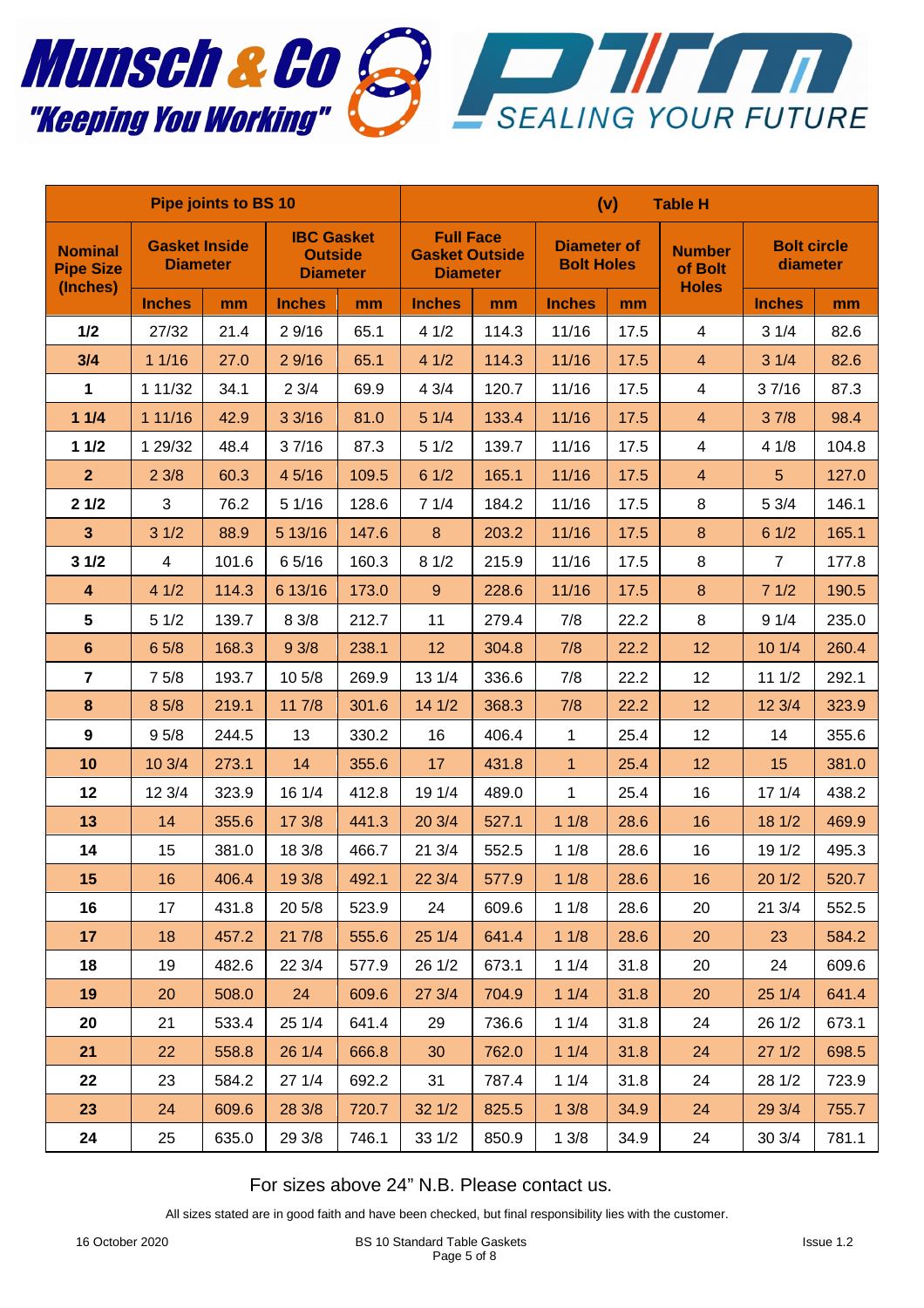| Pipe joints to BS 10 | | | | | (v) Table H | | | | | | |
|---|---|---|---|---|---|---|---|---|---|---|---|
| **Nominal Pipe Size (Inches)** | **Gasket Inside Diameter** | | **IBC Gasket Outside Diameter** | | **Full Face Gasket Outside Diameter** | | **Diameter of Bolt Holes** | | **Number of Bolt Holes** | **Bolt circle diameter** | |
| | **Inches** | **mm** | **Inches** | **mm** | **Inches** | **mm** | **Inches** | **mm** | | **Inches** | **mm** |
| **1/2** | 27/32 | 21.4 | 2 9/16 | 65.1 | 4 1/2 | 114.3 | 11/16 | 17.5 | 4 | 3 1/4 | 82.6 |
| **3/4** | 1 1/16 | 27.0 | 2 9/16 | 65.1 | 4 1/2 | 114.3 | 11/16 | 17.5 | 4 | 3 1/4 | 82.6 |
| **1** | 1 11/32 | 34.1 | 2 3/4 | 69.9 | 4 3/4 | 120.7 | 11/16 | 17.5 | 4 | 3 7/16 | 87.3 |
| **1 1/4** | 1 11/16 | 42.9 | 3 3/16 | 81.0 | 5 1/4 | 133.4 | 11/16 | 17.5 | 4 | 3 7/8 | 98.4 |
| **1 1/2** | 1 29/32 | 48.4 | 3 7/16 | 87.3 | 5 1/2 | 139.7 | 11/16 | 17.5 | 4 | 4 1/8 | 104.8 |
| **2** | 2 3/8 | 60.3 | 4 5/16 | 109.5 | 6 1/2 | 165.1 | 11/16 | 17.5 | 4 | 5 | 127.0 |
| **2 1/2** | 3 | 76.2 | 5 1/16 | 128.6 | 7 1/4 | 184.2 | 11/16 | 17.5 | 8 | 5 3/4 | 146.1 |
| **3** | 3 1/2 | 88.9 | 5 13/16 | 147.6 | 8 | 203.2 | 11/16 | 17.5 | 8 | 6 1/2 | 165.1 |
| **3 1/2** | 4 | 101.6 | 6 5/16 | 160.3 | 8 1/2 | 215.9 | 11/16 | 17.5 | 8 | 7 | 177.8 |
| **4** | 4 1/2 | 114.3 | 6 13/16 | 173.0 | 9 | 228.6 | 11/16 | 17.5 | 8 | 7 1/2 | 190.5 |
| **5** | 5 1/2 | 139.7 | 8 3/8 | 212.7 | 11 | 279.4 | 7/8 | 22.2 | 8 | 9 1/4 | 235.0 |
| **6** | 6 5/8 | 168.3 | 9 3/8 | 238.1 | 12 | 304.8 | 7/8 | 22.2 | 12 | 10 1/4 | 260.4 |
| **7** | 7 5/8 | 193.7 | 10 5/8 | 269.9 | 13 1/4 | 336.6 | 7/8 | 22.2 | 12 | 11 1/2 | 292.1 |
| **8** | 8 5/8 | 219.1 | 11 7/8 | 301.6 | 14 1/2 | 368.3 | 7/8 | 22.2 | 12 | 12 3/4 | 323.9 |
| **9** | 9 5/8 | 244.5 | 13 | 330.2 | 16 | 406.4 | 1 | 25.4 | 12 | 14 | 355.6 |
| **10** | 10 3/4 | 273.1 | 14 | 355.6 | 17 | 431.8 | 1 | 25.4 | 12 | 15 | 381.0 |
| **12** | 12 3/4 | 323.9 | 16 1/4 | 412.8 | 19 1/4 | 489.0 | 1 | 25.4 | 16 | 17 1/4 | 438.2 |
| **13** | 14 | 355.6 | 17 3/8 | 441.3 | 20 3/4 | 527.1 | 1 1/8 | 28.6 | 16 | 18 1/2 | 469.9 |
| **14** | 15 | 381.0 | 18 3/8 | 466.7 | 21 3/4 | 552.5 | 1 1/8 | 28.6 | 16 | 19 1/2 | 495.3 |
| **15** | 16 | 406.4 | 19 3/8 | 492.1 | 22 3/4 | 577.9 | 1 1/8 | 28.6 | 16 | 20 1/2 | 520.7 |
| **16** | 17 | 431.8 | 20 5/8 | 523.9 | 24 | 609.6 | 1 1/8 | 28.6 | 20 | 21 3/4 | 552.5 |
| **17** | 18 | 457.2 | 21 7/8 | 555.6 | 25 1/4 | 641.4 | 1 1/8 | 28.6 | 20 | 23 | 584.2 |
| **18** | 19 | 482.6 | 22 3/4 | 577.9 | 26 1/2 | 673.1 | 1 1/4 | 31.8 | 20 | 24 | 609.6 |
| **19** | 20 | 508.0 | 24 | 609.6 | 27 3/4 | 704.9 | 1 1/4 | 31.8 | 20 | 25 1/4 | 641.4 |
| **20** | 21 | 533.4 | 25 1/4 | 641.4 | 29 | 736.6 | 1 1/4 | 31.8 | 24 | 26 1/2 | 673.1 |
| **21** | 22 | 558.8 | 26 1/4 | 666.8 | 30 | 762.0 | 1 1/4 | 31.8 | 24 | 27 1/2 | 698.5 |
| **22** | 23 | 584.2 | 27 1/4 | 692.2 | 31 | 787.4 | 1 1/4 | 31.8 | 24 | 28 1/2 | 723.9 |
| **23** | 24 | 609.6 | 28 3/8 | 720.7 | 32 1/2 | 825.5 | 1 3/8 | 34.9 | 24 | 29 3/4 | 755.7 |
| **24** | 25 | 635.0 | 29 3/8 | 746.1 | 33 1/2 | 850.9 | 1 3/8 | 34.9 | 24 | 30 3/4 | 781.1 |

For sizes above 24" N.B. Please contact us.

All sizes stated are in good faith and have been checked, but final responsibility lies with the customer.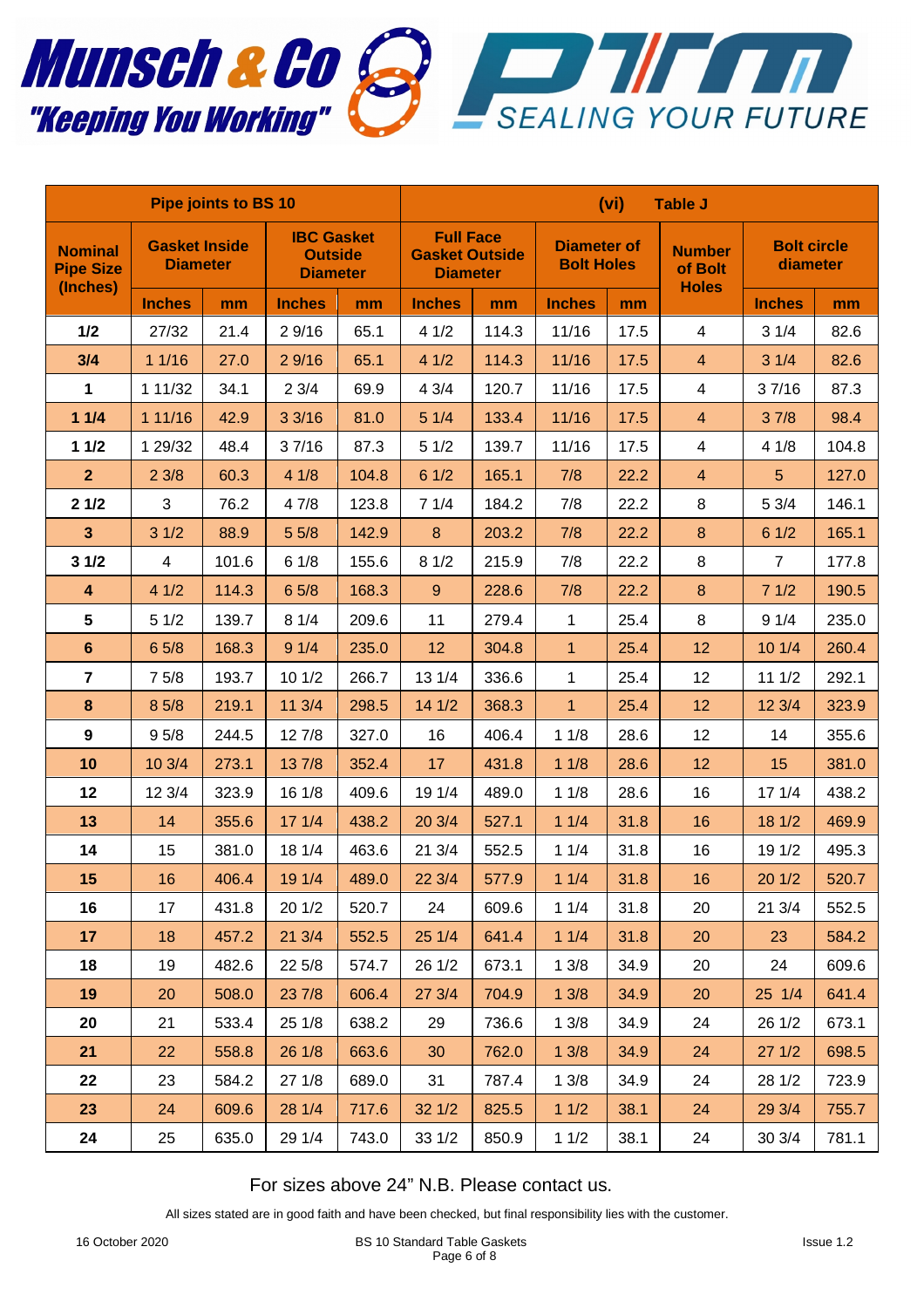| Pipe joints to BS 10 | | | | | (vi) Table J | | | | | | |
|---|---|---|---|---|---|---|---|---|---|---|---|
| **Nominal Pipe Size (Inches)** | **Gasket Inside Diameter** | | **IBC Gasket Outside Diameter** | | **Full Face Gasket Outside Diameter** | | **Diameter of Bolt Holes** | | **Number of Bolt Holes** | **Bolt circle diameter** | |
| | **Inches** | **mm** | **Inches** | **mm** | **Inches** | **mm** | **Inches** | **mm** | | **Inches** | **mm** |
| **1/2** | 27/32 | 21.4 | 2 9/16 | 65.1 | 4 1/2 | 114.3 | 11/16 | 17.5 | 4 | 3 1/4 | 82.6 |
| **3/4** | 1 1/16 | 27.0 | 2 9/16 | 65.1 | 4 1/2 | 114.3 | 11/16 | 17.5 | 4 | 3 1/4 | 82.6 |
| **1** | 1 11/32 | 34.1 | 2 3/4 | 69.9 | 4 3/4 | 120.7 | 11/16 | 17.5 | 4 | 3 7/16 | 87.3 |
| **1 1/4** | 1 11/16 | 42.9 | 3 3/16 | 81.0 | 5 1/4 | 133.4 | 11/16 | 17.5 | 4 | 3 7/8 | 98.4 |
| **1 1/2** | 1 29/32 | 48.4 | 3 7/16 | 87.3 | 5 1/2 | 139.7 | 11/16 | 17.5 | 4 | 4 1/8 | 104.8 |
| **2** | 2 3/8 | 60.3 | 4 1/8 | 104.8 | 6 1/2 | 165.1 | 7/8 | 22.2 | 4 | 5 | 127.0 |
| **2 1/2** | 3 | 76.2 | 4 7/8 | 123.8 | 7 1/4 | 184.2 | 7/8 | 22.2 | 8 | 5 3/4 | 146.1 |
| **3** | 3 1/2 | 88.9 | 5 5/8 | 142.9 | 8 | 203.2 | 7/8 | 22.2 | 8 | 6 1/2 | 165.1 |
| **3 1/2** | 4 | 101.6 | 6 1/8 | 155.6 | 8 1/2 | 215.9 | 7/8 | 22.2 | 8 | 7 | 177.8 |
| **4** | 4 1/2 | 114.3 | 6 5/8 | 168.3 | 9 | 228.6 | 7/8 | 22.2 | 8 | 7 1/2 | 190.5 |
| **5** | 5 1/2 | 139.7 | 8 1/4 | 209.6 | 11 | 279.4 | 1 | 25.4 | 8 | 9 1/4 | 235.0 |
| **6** | 6 5/8 | 168.3 | 9 1/4 | 235.0 | 12 | 304.8 | 1 | 25.4 | 12 | 10 1/4 | 260.4 |
| **7** | 7 5/8 | 193.7 | 10 1/2 | 266.7 | 13 1/4 | 336.6 | 1 | 25.4 | 12 | 11 1/2 | 292.1 |
| **8** | 8 5/8 | 219.1 | 11 3/4 | 298.5 | 14 1/2 | 368.3 | 1 | 25.4 | 12 | 12 3/4 | 323.9 |
| **9** | 9 5/8 | 244.5 | 12 7/8 | 327.0 | 16 | 406.4 | 1 1/8 | 28.6 | 12 | 14 | 355.6 |
| **10** | 10 3/4 | 273.1 | 13 7/8 | 352.4 | 17 | 431.8 | 1 1/8 | 28.6 | 12 | 15 | 381.0 |
| **12** | 12 3/4 | 323.9 | 16 1/8 | 409.6 | 19 1/4 | 489.0 | 1 1/8 | 28.6 | 16 | 17 1/4 | 438.2 |
| **13** | 14 | 355.6 | 17 1/4 | 438.2 | 20 3/4 | 527.1 | 1 1/4 | 31.8 | 16 | 18 1/2 | 469.9 |
| **14** | 15 | 381.0 | 18 1/4 | 463.6 | 21 3/4 | 552.5 | 1 1/4 | 31.8 | 16 | 19 1/2 | 495.3 |
| **15** | 16 | 406.4 | 19 1/4 | 489.0 | 22 3/4 | 577.9 | 1 1/4 | 31.8 | 16 | 20 1/2 | 520.7 |
| **16** | 17 | 431.8 | 20 1/2 | 520.7 | 24 | 609.6 | 1 1/4 | 31.8 | 20 | 21 3/4 | 552.5 |
| **17** | 18 | 457.2 | 21 3/4 | 552.5 | 25 1/4 | 641.4 | 1 1/4 | 31.8 | 20 | 23 | 584.2 |
| **18** | 19 | 482.6 | 22 5/8 | 574.7 | 26 1/2 | 673.1 | 1 3/8 | 34.9 | 20 | 24 | 609.6 |
| **19** | 20 | 508.0 | 23 7/8 | 606.4 | 27 3/4 | 704.9 | 1 3/8 | 34.9 | 20 | 25 1/4 | 641.4 |
| **20** | 21 | 533.4 | 25 1/8 | 638.2 | 29 | 736.6 | 1 3/8 | 34.9 | 24 | 26 1/2 | 673.1 |
| **21** | 22 | 558.8 | 26 1/8 | 663.6 | 30 | 762.0 | 1 3/8 | 34.9 | 24 | 27 1/2 | 698.5 |
| **22** | 23 | 584.2 | 27 1/8 | 689.0 | 31 | 787.4 | 1 3/8 | 34.9 | 24 | 28 1/2 | 723.9 |
| **23** | 24 | 609.6 | 28 1/4 | 717.6 | 32 1/2 | 825.5 | 1 1/2 | 38.1 | 24 | 29 3/4 | 755.7 |
| **24** | 25 | 635.0 | 29 1/4 | 743.0 | 33 1/2 | 850.9 | 1 1/2 | 38.1 | 24 | 30 3/4 | 781.1 |

For sizes above 24" N.B. Please contact us.

All sizes stated are in good faith and have been checked, but final responsibility lies with the customer.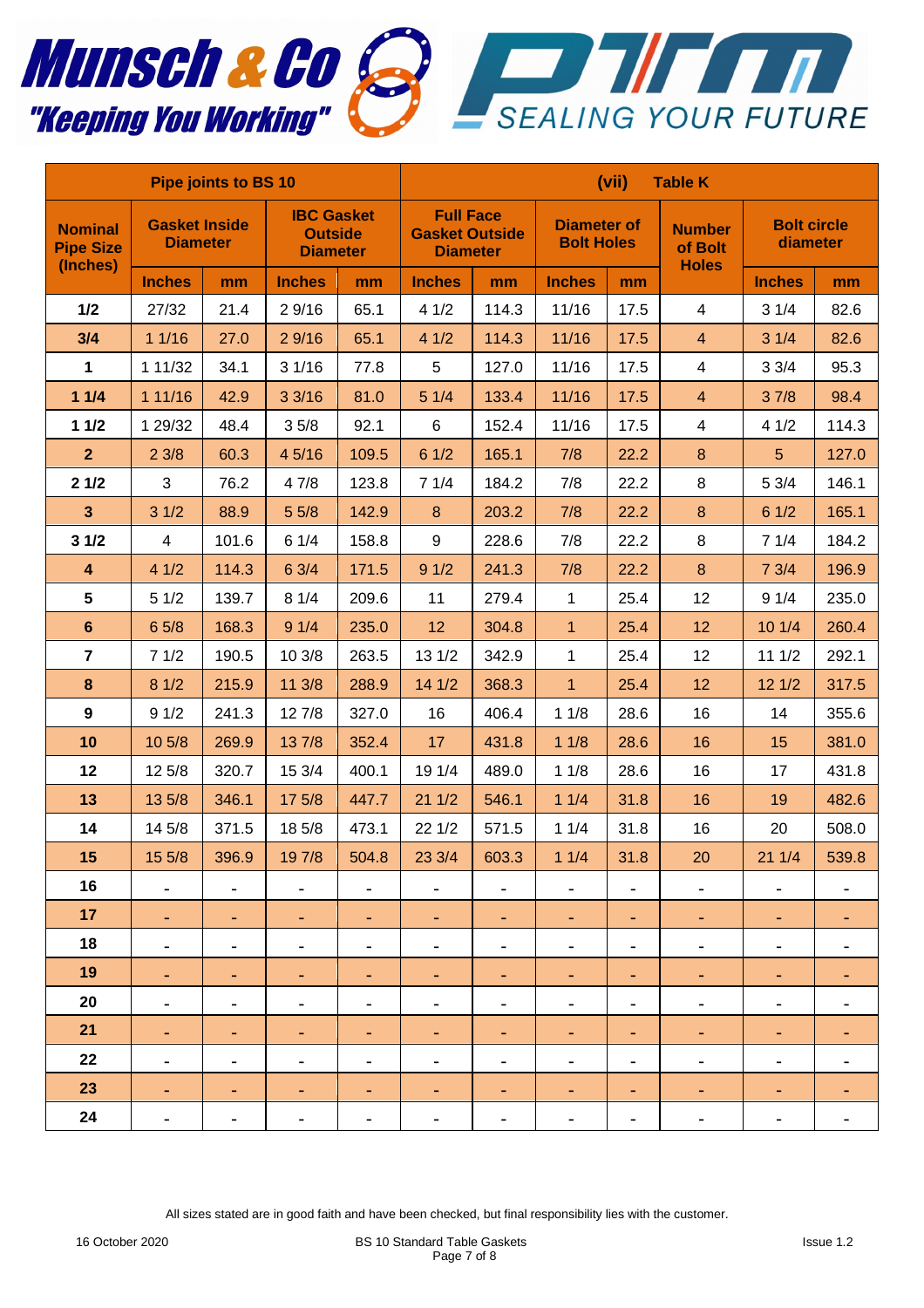Munsch & Co "Keeping You Working"

SEALING YOUR FUTURE

| Pipe joints to BS 10 | | | | | (vii) Table K | | | | | | |
|---|---|---|---|---|---|---|---|---|---|---|---|
| **Nominal Pipe Size (Inches)** | **Gasket Inside Diameter** | | **IBC Gasket Outside Diameter** | | **Full Face Gasket Outside Diameter** | | **Diameter of Bolt Holes** | | **Number of Bolt Holes** | **Bolt circle diameter** | |
| | **Inches** | **mm** | **Inches** | **mm** | **Inches** | **mm** | **Inches** | **mm** | | **Inches** | **mm** |
| **1/2** | 27/32 | 21.4 | 2 9/16 | 65.1 | 4 1/2 | 114.3 | 11/16 | 17.5 | 4 | 3 1/4 | 82.6 |
| **3/4** | 1 1/16 | 27.0 | 2 9/16 | 65.1 | 4 1/2 | 114.3 | 11/16 | 17.5 | 4 | 3 1/4 | 82.6 |
| **1** | 1 11/32 | 34.1 | 3 1/16 | 77.8 | 5 | 127.0 | 11/16 | 17.5 | 4 | 3 3/4 | 95.3 |
| **1 1/4** | 1 11/16 | 42.9 | 3 3/16 | 81.0 | 5 1/4 | 133.4 | 11/16 | 17.5 | 4 | 3 7/8 | 98.4 |
| **1 1/2** | 1 29/32 | 48.4 | 3 5/8 | 92.1 | 6 | 152.4 | 11/16 | 17.5 | 4 | 4 1/2 | 114.3 |
| **2** | 2 3/8 | 60.3 | 4 5/16 | 109.5 | 6 1/2 | 165.1 | 7/8 | 22.2 | 8 | 5 | 127.0 |
| **2 1/2** | 3 | 76.2 | 4 7/8 | 123.8 | 7 1/4 | 184.2 | 7/8 | 22.2 | 8 | 5 3/4 | 146.1 |
| **3** | 3 1/2 | 88.9 | 5 5/8 | 142.9 | 8 | 203.2 | 7/8 | 22.2 | 8 | 6 1/2 | 165.1 |
| **3 1/2** | 4 | 101.6 | 6 1/4 | 158.8 | 9 | 228.6 | 7/8 | 22.2 | 8 | 7 1/4 | 184.2 |
| **4** | 4 1/2 | 114.3 | 6 3/4 | 171.5 | 9 1/2 | 241.3 | 7/8 | 22.2 | 8 | 7 3/4 | 196.9 |
| **5** | 5 1/2 | 139.7 | 8 1/4 | 209.6 | 11 | 279.4 | 1 | 25.4 | 12 | 9 1/4 | 235.0 |
| **6** | 6 5/8 | 168.3 | 9 1/4 | 235.0 | 12 | 304.8 | 1 | 25.4 | 12 | 10 1/4 | 260.4 |
| **7** | 7 1/2 | 190.5 | 10 3/8 | 263.5 | 13 1/2 | 342.9 | 1 | 25.4 | 12 | 11 1/2 | 292.1 |
| **8** | 8 1/2 | 215.9 | 11 3/8 | 288.9 | 14 1/2 | 368.3 | 1 | 25.4 | 12 | 12 1/2 | 317.5 |
| **9** | 9 1/2 | 241.3 | 12 7/8 | 327.0 | 16 | 406.4 | 1 1/8 | 28.6 | 16 | 14 | 355.6 |
| **10** | 10 5/8 | 269.9 | 13 7/8 | 352.4 | 17 | 431.8 | 1 1/8 | 28.6 | 16 | 15 | 381.0 |
| **12** | 12 5/8 | 320.7 | 15 3/4 | 400.1 | 19 1/4 | 489.0 | 1 1/8 | 28.6 | 16 | 17 | 431.8 |
| **13** | 13 5/8 | 346.1 | 17 5/8 | 447.7 | 21 1/2 | 546.1 | 1 1/4 | 31.8 | 16 | 19 | 482.6 |
| **14** | 14 5/8 | 371.5 | 18 5/8 | 473.1 | 22 1/2 | 571.5 | 1 1/4 | 31.8 | 16 | 20 | 508.0 |
| **15** | 15 5/8 | 396.9 | 19 7/8 | 504.8 | 23 3/4 | 603.3 | 1 1/4 | 31.8 | 20 | 21 1/4 | 539.8 |
| **16** | - | - | - | - | - | - | - | - | - | - | - |
| **17** | - | - | - | - | - | - | - | - | - | - | - |
| **18** | - | - | - | - | - | - | - | - | - | - | - |
| **19** | - | - | - | - | - | - | - | - | - | - | - |
| **20** | - | - | - | - | - | - | - | - | - | - | - |
| **21** | - | - | - | - | - | - | - | - | - | - | - |
| **22** | - | - | - | - | - | - | - | - | - | - | - |
| **23** | - | - | - | - | - | - | - | - | - | - | - |
| **24** | - | - | - | - | - | - | - | - | - | - | - |

All sizes stated are in good faith and have been checked, but final responsibility lies with the customer.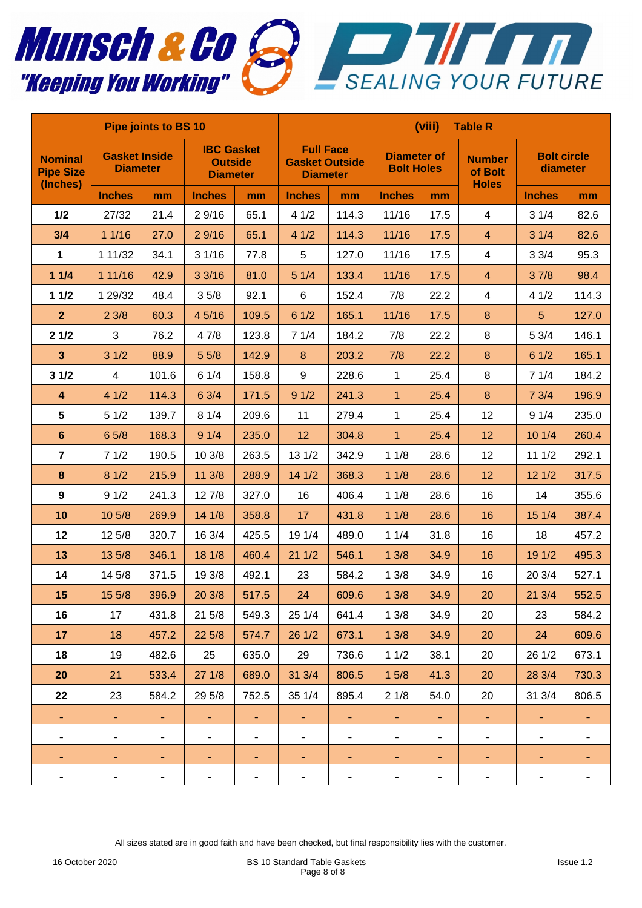| Pipe joints to BS 10 | | | | | (viii) Table R | | | | | | |
|---|---|---|---|---|---|---|---|---|---|---|---|
| Nominal Pipe Size (Inches) | Gasket Inside Diameter | | IBC Gasket Outside Diameter | | Full Face Gasket Outside Diameter | | Diameter of Bolt Holes | | Number of Bolt Holes | Bolt circle diameter | |
| | Inches | mm | Inches | mm | Inches | mm | Inches | mm | | Inches | mm |
| 1/2 | 27/32 | 21.4 | 2 9/16 | 65.1 | 4 1/2 | 114.3 | 11/16 | 17.5 | 4 | 3 1/4 | 82.6 |
| 3/4 | 1 1/16 | 27.0 | 2 9/16 | 65.1 | 4 1/2 | 114.3 | 11/16 | 17.5 | 4 | 3 1/4 | 82.6 |
| 1 | 1 11/32 | 34.1 | 3 1/16 | 77.8 | 5 | 127.0 | 11/16 | 17.5 | 4 | 3 3/4 | 95.3 |
| 1 1/4 | 1 11/16 | 42.9 | 3 3/16 | 81.0 | 5 1/4 | 133.4 | 11/16 | 17.5 | 4 | 3 7/8 | 98.4 |
| 1 1/2 | 1 29/32 | 48.4 | 3 5/8 | 92.1 | 6 | 152.4 | 7/8 | 22.2 | 4 | 4 1/2 | 114.3 |
| 2 | 2 3/8 | 60.3 | 4 5/16 | 109.5 | 6 1/2 | 165.1 | 11/16 | 17.5 | 8 | 5 | 127.0 |
| 2 1/2 | 3 | 76.2 | 4 7/8 | 123.8 | 7 1/4 | 184.2 | 7/8 | 22.2 | 8 | 5 3/4 | 146.1 |
| 3 | 3 1/2 | 88.9 | 5 5/8 | 142.9 | 8 | 203.2 | 7/8 | 22.2 | 8 | 6 1/2 | 165.1 |
| 3 1/2 | 4 | 101.6 | 6 1/4 | 158.8 | 9 | 228.6 | 1 | 25.4 | 8 | 7 1/4 | 184.2 |
| 4 | 4 1/2 | 114.3 | 6 3/4 | 171.5 | 9 1/2 | 241.3 | 1 | 25.4 | 8 | 7 3/4 | 196.9 |
| 5 | 5 1/2 | 139.7 | 8 1/4 | 209.6 | 11 | 279.4 | 1 | 25.4 | 12 | 9 1/4 | 235.0 |
| 6 | 6 5/8 | 168.3 | 9 1/4 | 235.0 | 12 | 304.8 | 1 | 25.4 | 12 | 10 1/4 | 260.4 |
| 7 | 7 1/2 | 190.5 | 10 3/8 | 263.5 | 13 1/2 | 342.9 | 1 1/8 | 28.6 | 12 | 11 1/2 | 292.1 |
| 8 | 8 1/2 | 215.9 | 11 3/8 | 288.9 | 14 1/2 | 368.3 | 1 1/8 | 28.6 | 12 | 12 1/2 | 317.5 |
| 9 | 9 1/2 | 241.3 | 12 7/8 | 327.0 | 16 | 406.4 | 1 1/8 | 28.6 | 16 | 14 | 355.6 |
| 10 | 10 5/8 | 269.9 | 14 1/8 | 358.8 | 17 | 431.8 | 1 1/8 | 28.6 | 16 | 15 1/4 | 387.4 |
| 12 | 12 5/8 | 320.7 | 16 3/4 | 425.5 | 19 1/4 | 489.0 | 1 1/4 | 31.8 | 16 | 18 | 457.2 |
| 13 | 13 5/8 | 346.1 | 18 1/8 | 460.4 | 21 1/2 | 546.1 | 1 3/8 | 34.9 | 16 | 19 1/2 | 495.3 |
| 14 | 14 5/8 | 371.5 | 19 3/8 | 492.1 | 23 | 584.2 | 1 3/8 | 34.9 | 16 | 20 3/4 | 527.1 |
| 15 | 15 5/8 | 396.9 | 20 3/8 | 517.5 | 24 | 609.6 | 1 3/8 | 34.9 | 20 | 21 3/4 | 552.5 |
| 16 | 17 | 431.8 | 21 5/8 | 549.3 | 25 1/4 | 641.4 | 1 3/8 | 34.9 | 20 | 23 | 584.2 |
| 17 | 18 | 457.2 | 22 5/8 | 574.7 | 26 1/2 | 673.1 | 1 3/8 | 34.9 | 20 | 24 | 609.6 |
| 18 | 19 | 482.6 | 25 | 635.0 | 29 | 736.6 | 1 1/2 | 38.1 | 20 | 26 1/2 | 673.1 |
| 20 | 21 | 533.4 | 27 1/8 | 689.0 | 31 3/4 | 806.5 | 1 5/8 | 41.3 | 20 | 28 3/4 | 730.3 |
| 22 | 23 | 584.2 | 29 5/8 | 752.5 | 35 1/4 | 895.4 | 2 1/8 | 54.0 | 20 | 31 3/4 | 806.5 |
| - | - | - | - | - | - | - | - | - | - | - | - |
| - | - | - | - | - | - | - | - | - | - | - | - |
| - | - | - | - | - | - | - | - | - | - | - | - |
| - | - | - | - | - | - | - | - | - | - | - | - |

All sizes stated are in good faith and have been checked, but final responsibility lies with the customer.